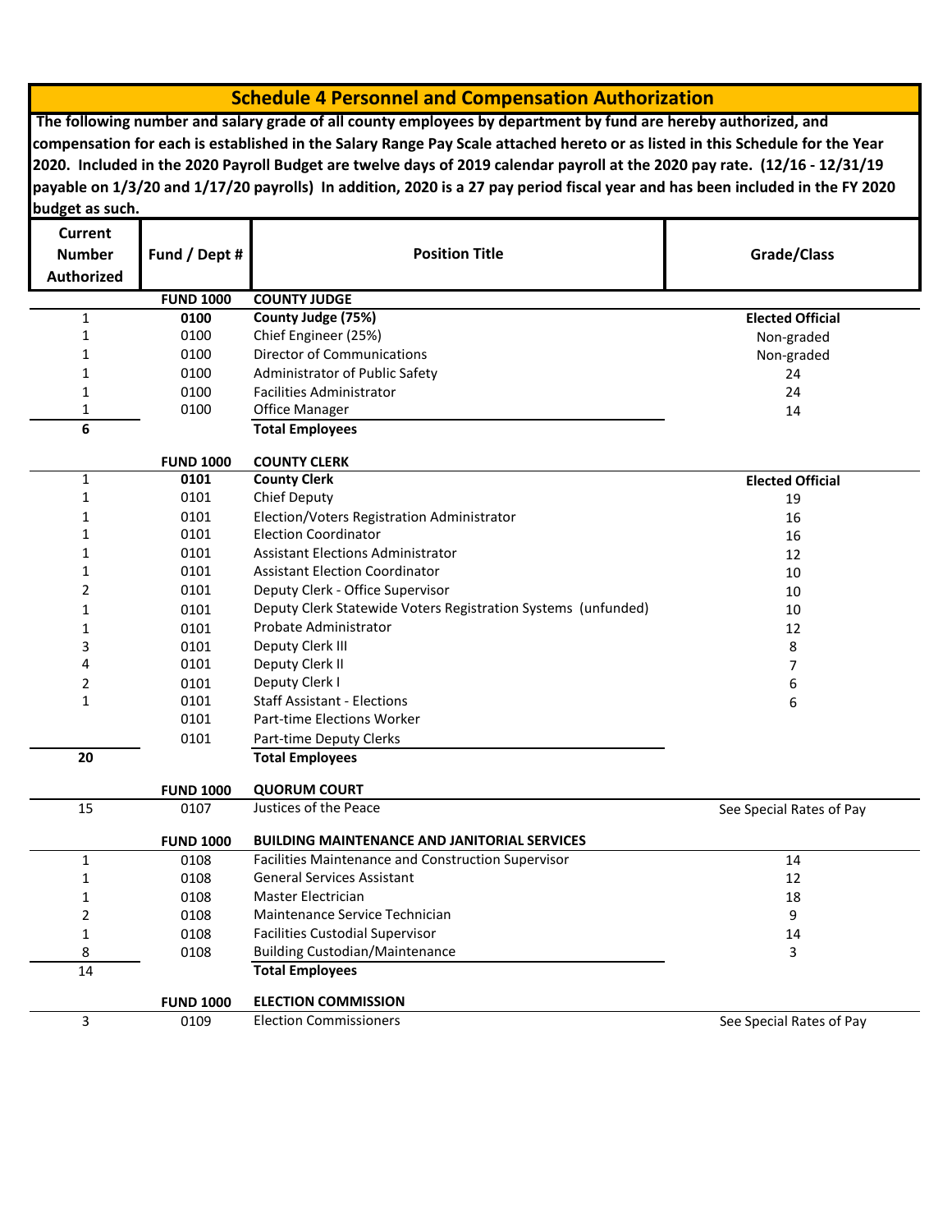## Schedule 4 Personnel and Compensation Authorization

**The following number and salary grade of all county employees by department by fund are hereby authorized, and compensation for each is established in the Salary Range Pay Scale attached hereto or as listed in this Schedule for the Year 2020. Included in the 2020 Payroll Budget are twelve days of 2019 calendar payroll at the 2020 pay rate. (12/16 - 12/31/19 payable on 1/3/20 and 1/17/20 payrolls) In addition, 2020 is a 27 pay period fiscal year and has been included in the FY 2020 budget as such.**

| Current Number Authorized | Fund / Dept # | Position Title | Grade/Class |
|---|---|---|---|
| | **FUND 1000** | **COUNTY JUDGE** | |
| 1 | **0100** | **County Judge (75%)** | **Elected Official** |
| 1 | 0100 | Chief Engineer (25%) | Non-graded |
| 1 | 0100 | Director of Communications | Non-graded |
| 1 | 0100 | Administrator of Public Safety | 24 |
| 1 | 0100 | Facilities Administrator | 24 |
| 1 | 0100 | Office Manager | 14 |
| **6** | | **Total Employees** | |
| | **FUND 1000** | **COUNTY CLERK** | |
| 1 | **0101** | **County Clerk** | **Elected Official** |
| 1 | 0101 | Chief Deputy | 19 |
| 1 | 0101 | Election/Voters Registration Administrator | 16 |
| 1 | 0101 | Election Coordinator | 16 |
| 1 | 0101 | Assistant Elections Administrator | 12 |
| 1 | 0101 | Assistant Election Coordinator | 10 |
| 2 | 0101 | Deputy Clerk - Office Supervisor | 10 |
| 1 | 0101 | Deputy Clerk Statewide Voters Registration Systems (unfunded) | 10 |
| 1 | 0101 | Probate Administrator | 12 |
| 3 | 0101 | Deputy Clerk III | 8 |
| 4 | 0101 | Deputy Clerk II | 7 |
| 2 | 0101 | Deputy Clerk I | 6 |
| 1 | 0101 | Staff Assistant - Elections | 6 |
| | 0101 | Part-time Elections Worker | |
| | 0101 | Part-time Deputy Clerks | |
| **20** | | **Total Employees** | |
| | **FUND 1000** | **QUORUM COURT** | |
| 15 | 0107 | Justices of the Peace | See Special Rates of Pay |
| | **FUND 1000** | **BUILDING MAINTENANCE AND JANITORIAL SERVICES** | |
| 1 | 0108 | Facilities Maintenance and Construction Supervisor | 14 |
| 1 | 0108 | General Services Assistant | 12 |
| 1 | 0108 | Master Electrician | 18 |
| 2 | 0108 | Maintenance Service Technician | 9 |
| 1 | 0108 | Facilities Custodial Supervisor | 14 |
| 8 | 0108 | Building Custodian/Maintenance | 3 |
| 14 | | **Total Employees** | |
| | **FUND 1000** | **ELECTION COMMISSION** | |
| 3 | 0109 | Election Commissioners | See Special Rates of Pay |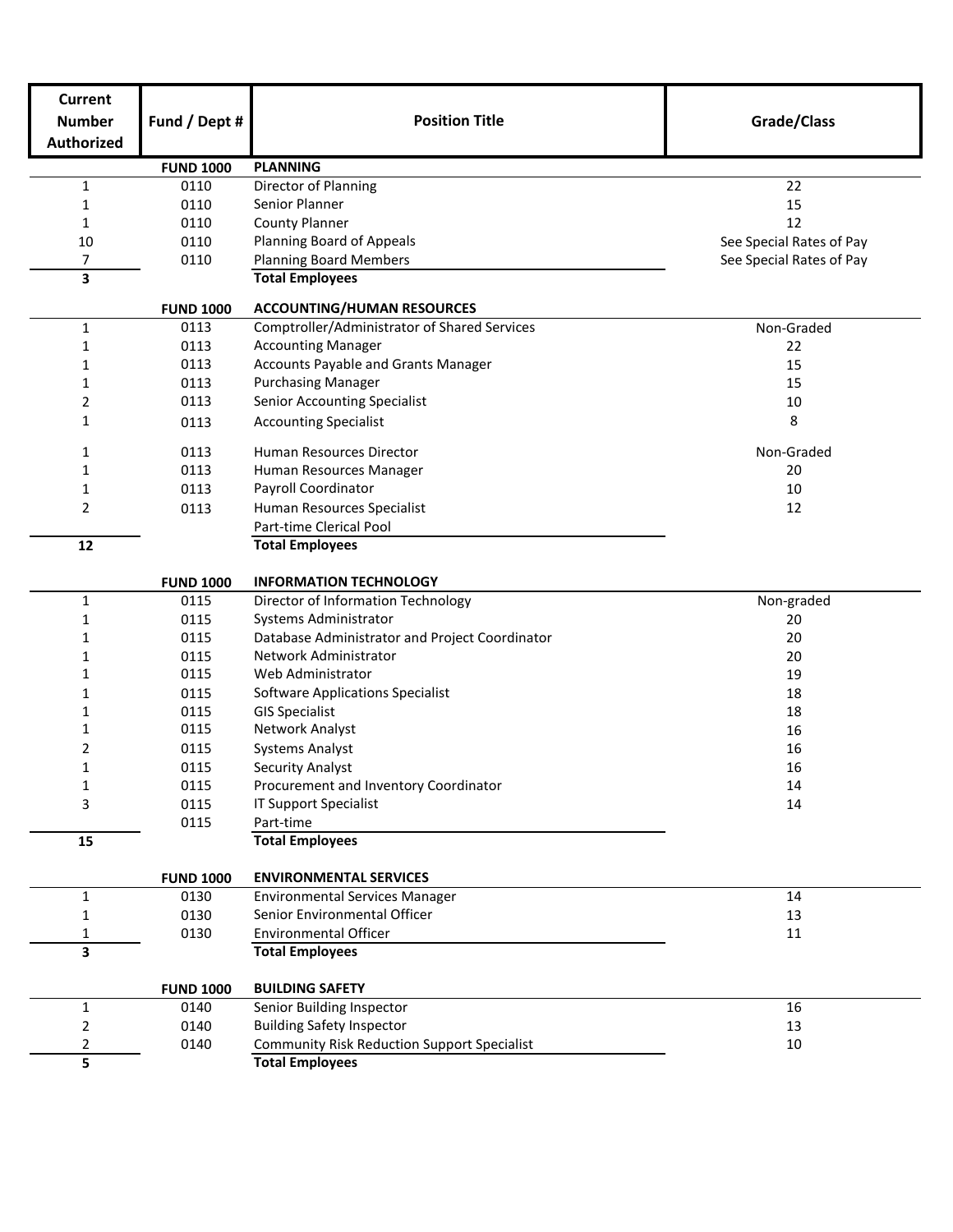| Current Number Authorized | Fund / Dept # | Position Title | Grade/Class |
|---|---|---|---|
| | **FUND 1000** | **PLANNING** | |
| 1 | 0110 | Director of Planning | 22 |
| 1 | 0110 | Senior Planner | 15 |
| 1 | 0110 | County Planner | 12 |
| 10 | 0110 | Planning Board of Appeals | See Special Rates of Pay |
| 7 | 0110 | Planning Board Members | See Special Rates of Pay |
| **3** | | **Total Employees** | |
| | **FUND 1000** | **ACCOUNTING/HUMAN RESOURCES** | |
| 1 | 0113 | Comptroller/Administrator of Shared Services | Non-Graded |
| 1 | 0113 | Accounting Manager | 22 |
| 1 | 0113 | Accounts Payable and Grants Manager | 15 |
| 1 | 0113 | Purchasing Manager | 15 |
| 2 | 0113 | Senior Accounting Specialist | 10 |
| 1 | 0113 | Accounting Specialist | 8 |
| 1 | 0113 | Human Resources Director | Non-Graded |
| 1 | 0113 | Human Resources Manager | 20 |
| 1 | 0113 | Payroll Coordinator | 10 |
| 2 | 0113 | Human Resources Specialist | 12 |
| | | Part-time Clerical Pool | |
| **12** | | **Total Employees** | |
| | **FUND 1000** | **INFORMATION TECHNOLOGY** | |
| 1 | 0115 | Director of Information Technology | Non-graded |
| 1 | 0115 | Systems Administrator | 20 |
| 1 | 0115 | Database Administrator and Project Coordinator | 20 |
| 1 | 0115 | Network Administrator | 20 |
| 1 | 0115 | Web Administrator | 19 |
| 1 | 0115 | Software Applications Specialist | 18 |
| 1 | 0115 | GIS Specialist | 18 |
| 1 | 0115 | Network Analyst | 16 |
| 2 | 0115 | Systems Analyst | 16 |
| 1 | 0115 | Security Analyst | 16 |
| 1 | 0115 | Procurement and Inventory Coordinator | 14 |
| 3 | 0115 | IT Support Specialist | 14 |
| | 0115 | Part-time | |
| **15** | | **Total Employees** | |
| | **FUND 1000** | **ENVIRONMENTAL SERVICES** | |
| 1 | 0130 | Environmental Services Manager | 14 |
| 1 | 0130 | Senior Environmental Officer | 13 |
| 1 | 0130 | Environmental Officer | 11 |
| **3** | | **Total Employees** | |
| | **FUND 1000** | **BUILDING SAFETY** | |
| 1 | 0140 | Senior Building Inspector | 16 |
| 2 | 0140 | Building Safety Inspector | 13 |
| 2 | 0140 | Community Risk Reduction Support Specialist | 10 |
| **5** | | **Total Employees** | |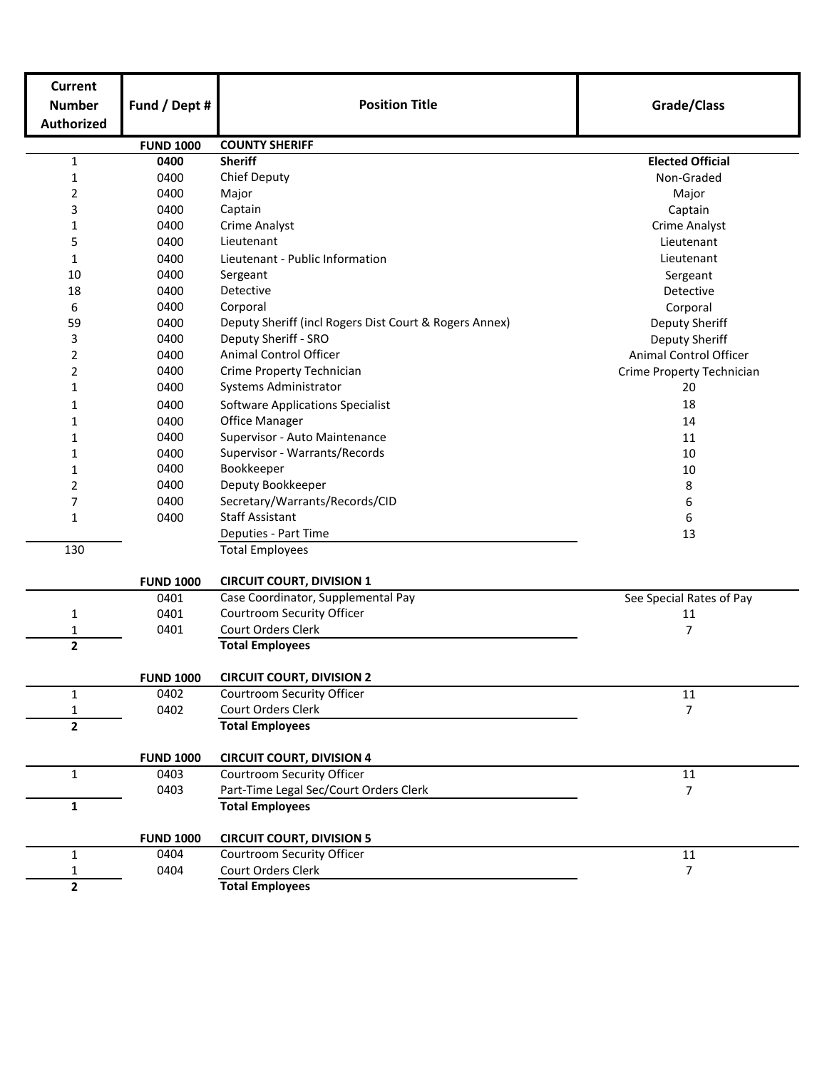| Current Number Authorized | Fund / Dept # | Position Title | Grade/Class |
|---|---|---|---|
| | **FUND 1000** | **COUNTY SHERIFF** | |
| 1 | **0400** | **Sheriff** | **Elected Official** |
| 1 | 0400 | Chief Deputy | Non-Graded |
| 2 | 0400 | Major | Major |
| 3 | 0400 | Captain | Captain |
| 1 | 0400 | Crime Analyst | Crime Analyst |
| 5 | 0400 | Lieutenant | Lieutenant |
| 1 | 0400 | Lieutenant - Public Information | Lieutenant |
| 10 | 0400 | Sergeant | Sergeant |
| 18 | 0400 | Detective | Detective |
| 6 | 0400 | Corporal | Corporal |
| 59 | 0400 | Deputy Sheriff (incl Rogers Dist Court & Rogers Annex) | Deputy Sheriff |
| 3 | 0400 | Deputy Sheriff - SRO | Deputy Sheriff |
| 2 | 0400 | Animal Control Officer | Animal Control Officer |
| 2 | 0400 | Crime Property Technician | Crime Property Technician |
| 1 | 0400 | Systems Administrator | 20 |
| 1 | 0400 | Software Applications Specialist | 18 |
| 1 | 0400 | Office Manager | 14 |
| 1 | 0400 | Supervisor - Auto Maintenance | 11 |
| 1 | 0400 | Supervisor - Warrants/Records | 10 |
| 1 | 0400 | Bookkeeper | 10 |
| 2 | 0400 | Deputy Bookkeeper | 8 |
| 7 | 0400 | Secretary/Warrants/Records/CID | 6 |
| 1 | 0400 | Staff Assistant | 6 |
| | | Deputies - Part Time | 13 |
| 130 | | Total Employees | |
| | **FUND 1000** | **CIRCUIT COURT, DIVISION 1** | |
| | 0401 | Case Coordinator, Supplemental Pay | See Special Rates of Pay |
| 1 | 0401 | Courtroom Security Officer | 11 |
| 1 | 0401 | Court Orders Clerk | 7 |
| **2** | | **Total Employees** | |
| | **FUND 1000** | **CIRCUIT COURT, DIVISION 2** | |
| 1 | 0402 | Courtroom Security Officer | 11 |
| 1 | 0402 | Court Orders Clerk | 7 |
| **2** | | **Total Employees** | |
| | **FUND 1000** | **CIRCUIT COURT, DIVISION 4** | |
| 1 | 0403 | Courtroom Security Officer | 11 |
| | 0403 | Part-Time Legal Sec/Court Orders Clerk | 7 |
| **1** | | **Total Employees** | |
| | **FUND 1000** | **CIRCUIT COURT, DIVISION 5** | |
| 1 | 0404 | Courtroom Security Officer | 11 |
| 1 | 0404 | Court Orders Clerk | 7 |
| **2** | | **Total Employees** | |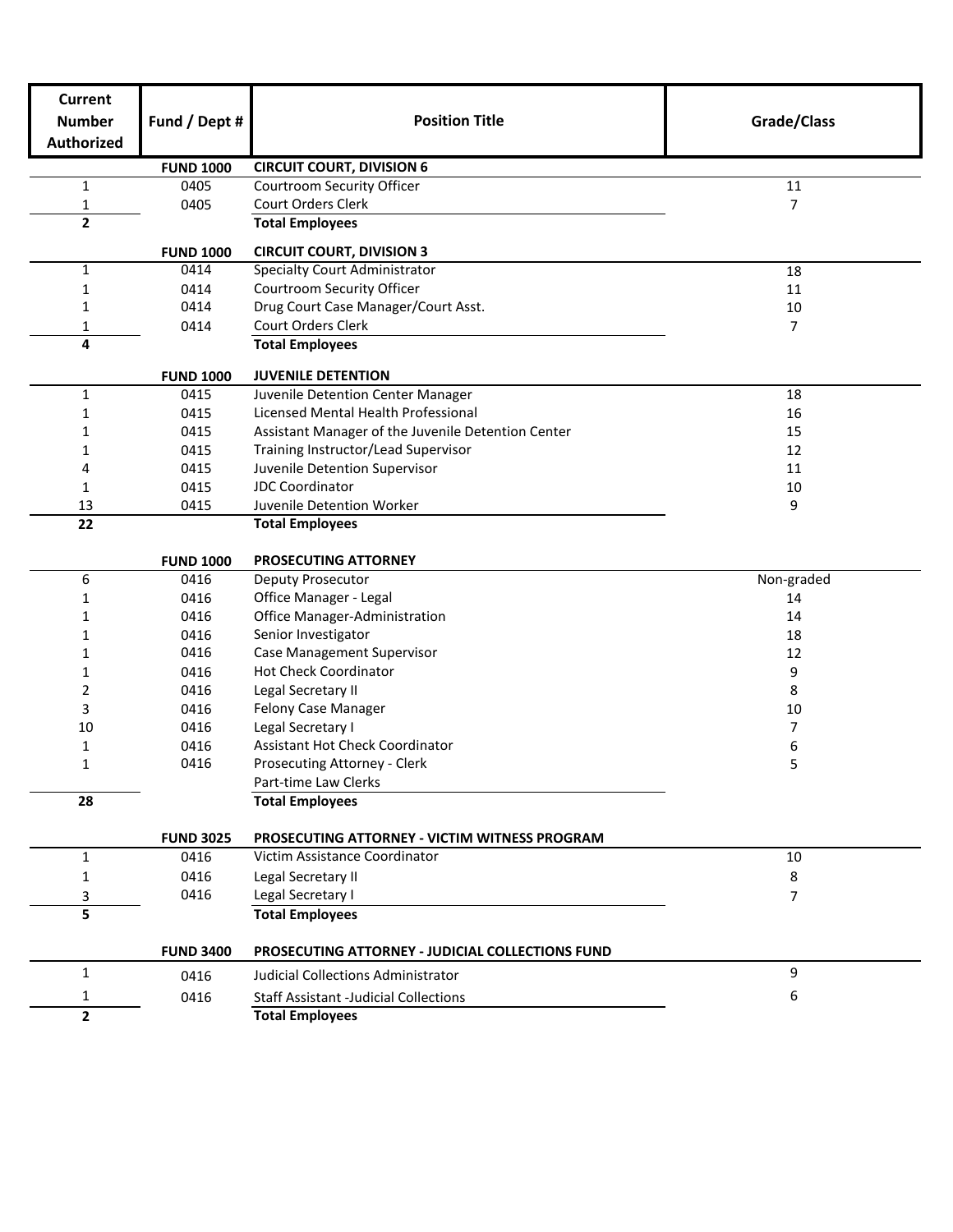| Current Number Authorized | Fund / Dept # | Position Title | Grade/Class |
|---|---|---|---|
| | **FUND 1000** | **CIRCUIT COURT, DIVISION 6** | |
| 1 | 0405 | Courtroom Security Officer | 11 |
| 1 | 0405 | Court Orders Clerk | 7 |
| **2** | | **Total Employees** | |
| | **FUND 1000** | **CIRCUIT COURT, DIVISION 3** | |
| 1 | 0414 | Specialty Court Administrator | 18 |
| 1 | 0414 | Courtroom Security Officer | 11 |
| 1 | 0414 | Drug Court Case Manager/Court Asst. | 10 |
| 1 | 0414 | Court Orders Clerk | 7 |
| **4** | | **Total Employees** | |
| | **FUND 1000** | **JUVENILE DETENTION** | |
| 1 | 0415 | Juvenile Detention Center Manager | 18 |
| 1 | 0415 | Licensed Mental Health Professional | 16 |
| 1 | 0415 | Assistant Manager of the Juvenile Detention Center | 15 |
| 1 | 0415 | Training Instructor/Lead Supervisor | 12 |
| 4 | 0415 | Juvenile Detention Supervisor | 11 |
| 1 | 0415 | JDC Coordinator | 10 |
| 13 | 0415 | Juvenile Detention Worker | 9 |
| **22** | | **Total Employees** | |
| | **FUND 1000** | **PROSECUTING ATTORNEY** | |
| 6 | 0416 | Deputy Prosecutor | Non-graded |
| 1 | 0416 | Office Manager - Legal | 14 |
| 1 | 0416 | Office Manager-Administration | 14 |
| 1 | 0416 | Senior Investigator | 18 |
| 1 | 0416 | Case Management Supervisor | 12 |
| 1 | 0416 | Hot Check Coordinator | 9 |
| 2 | 0416 | Legal Secretary II | 8 |
| 3 | 0416 | Felony Case Manager | 10 |
| 10 | 0416 | Legal Secretary I | 7 |
| 1 | 0416 | Assistant Hot Check Coordinator | 6 |
| 1 | 0416 | Prosecuting Attorney - Clerk | 5 |
| | | Part-time Law Clerks | |
| **28** | | **Total Employees** | |
| | **FUND 3025** | **PROSECUTING ATTORNEY - VICTIM WITNESS PROGRAM** | |
| 1 | 0416 | Victim Assistance Coordinator | 10 |
| 1 | 0416 | Legal Secretary II | 8 |
| 3 | 0416 | Legal Secretary I | 7 |
| **5** | | **Total Employees** | |
| | **FUND 3400** | **PROSECUTING ATTORNEY - JUDICIAL COLLECTIONS FUND** | |
| 1 | 0416 | Judicial Collections Administrator | 9 |
| 1 | 0416 | Staff Assistant -Judicial Collections | 6 |
| **2** | | **Total Employees** | |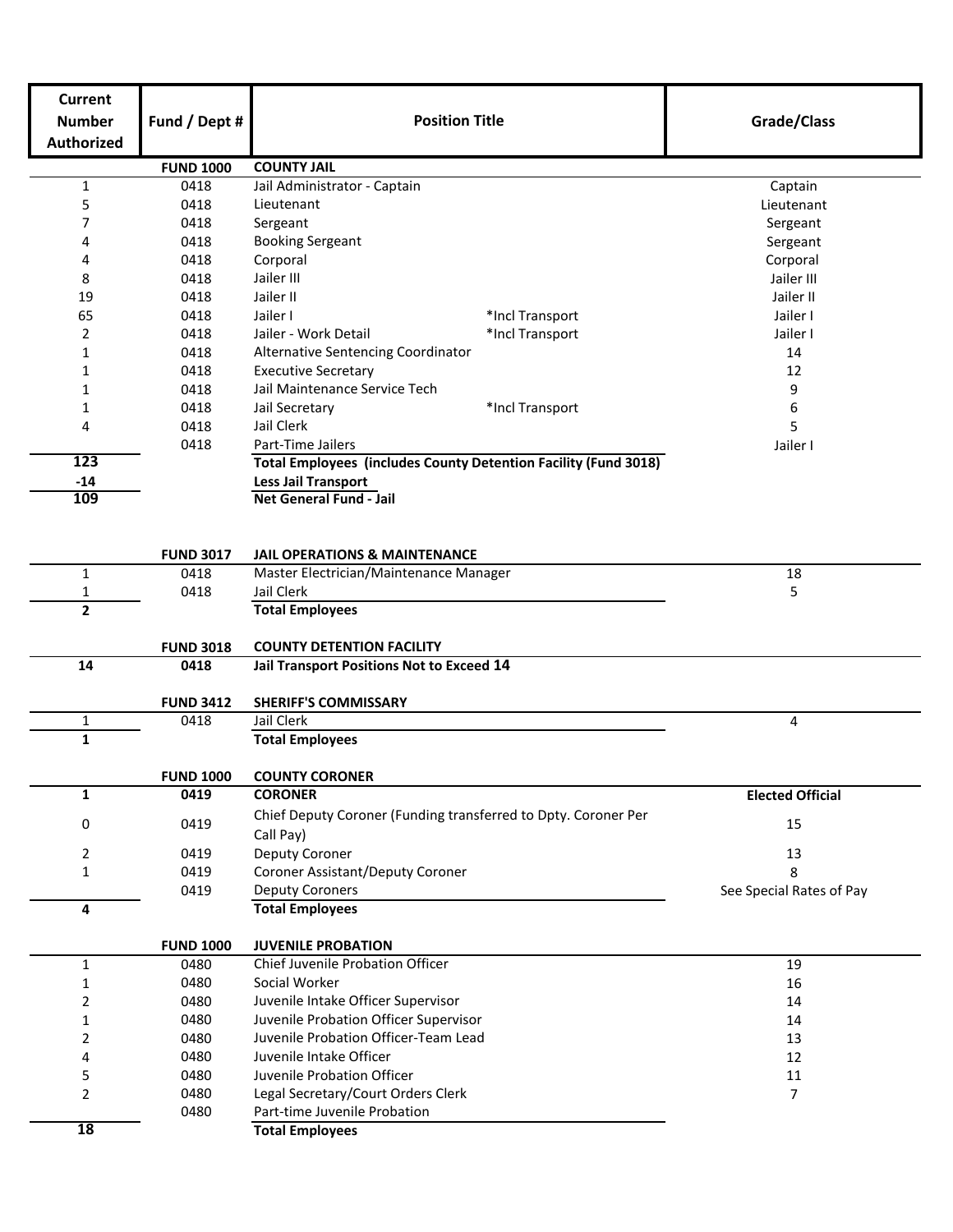| Current Number Authorized | Fund / Dept # | Position Title | | Grade/Class |
|---|---|---|---|---|
| | **FUND 1000** | **COUNTY JAIL** | | |
| 1 | 0418 | Jail Administrator - Captain | | Captain |
| 5 | 0418 | Lieutenant | | Lieutenant |
| 7 | 0418 | Sergeant | | Sergeant |
| 4 | 0418 | Booking Sergeant | | Sergeant |
| 4 | 0418 | Corporal | | Corporal |
| 8 | 0418 | Jailer III | | Jailer III |
| 19 | 0418 | Jailer II | | Jailer II |
| 65 | 0418 | Jailer I | *Incl Transport | Jailer I |
| 2 | 0418 | Jailer - Work Detail | *Incl Transport | Jailer I |
| 1 | 0418 | Alternative Sentencing Coordinator | | 14 |
| 1 | 0418 | Executive Secretary | | 12 |
| 1 | 0418 | Jail Maintenance Service Tech | | 9 |
| 1 | 0418 | Jail Secretary | *Incl Transport | 6 |
| 4 | 0418 | Jail Clerk | | 5 |
| | 0418 | Part-Time Jailers | | Jailer I |
| **123** | | **Total Employees (includes County Detention Facility (Fund 3018)** | | |
| **-14** | | **Less Jail Transport** | | |
| **109** | | **Net General Fund - Jail** | | |
| | **FUND 3017** | **JAIL OPERATIONS & MAINTENANCE** | | |
| 1 | 0418 | Master Electrician/Maintenance Manager | | 18 |
| 1 | 0418 | Jail Clerk | | 5 |
| **2** | | **Total Employees** | | |
| | **FUND 3018** | **COUNTY DETENTION FACILITY** | | |
| **14** | **0418** | **Jail Transport Positions Not to Exceed 14** | | |
| | **FUND 3412** | **SHERIFF'S COMMISSARY** | | |
| 1 | 0418 | Jail Clerk | | 4 |
| **1** | | **Total Employees** | | |
| | **FUND 1000** | **COUNTY CORONER** | | |
| **1** | **0419** | **CORONER** | | **Elected Official** |
| 0 | 0419 | Chief Deputy Coroner (Funding transferred to Dpty. Coroner Per Call Pay) | | 15 |
| 2 | 0419 | Deputy Coroner | | 13 |
| 1 | 0419 | Coroner Assistant/Deputy Coroner | | 8 |
| | 0419 | Deputy Coroners | | See Special Rates of Pay |
| **4** | | **Total Employees** | | |
| | **FUND 1000** | **JUVENILE PROBATION** | | |
| 1 | 0480 | Chief Juvenile Probation Officer | | 19 |
| 1 | 0480 | Social Worker | | 16 |
| 2 | 0480 | Juvenile Intake Officer Supervisor | | 14 |
| 1 | 0480 | Juvenile Probation Officer Supervisor | | 14 |
| 2 | 0480 | Juvenile Probation Officer-Team Lead | | 13 |
| 4 | 0480 | Juvenile Intake Officer | | 12 |
| 5 | 0480 | Juvenile Probation Officer | | 11 |
| 2 | 0480 | Legal Secretary/Court Orders Clerk | | 7 |
| | 0480 | Part-time Juvenile Probation | | |
| **18** | | **Total Employees** | | |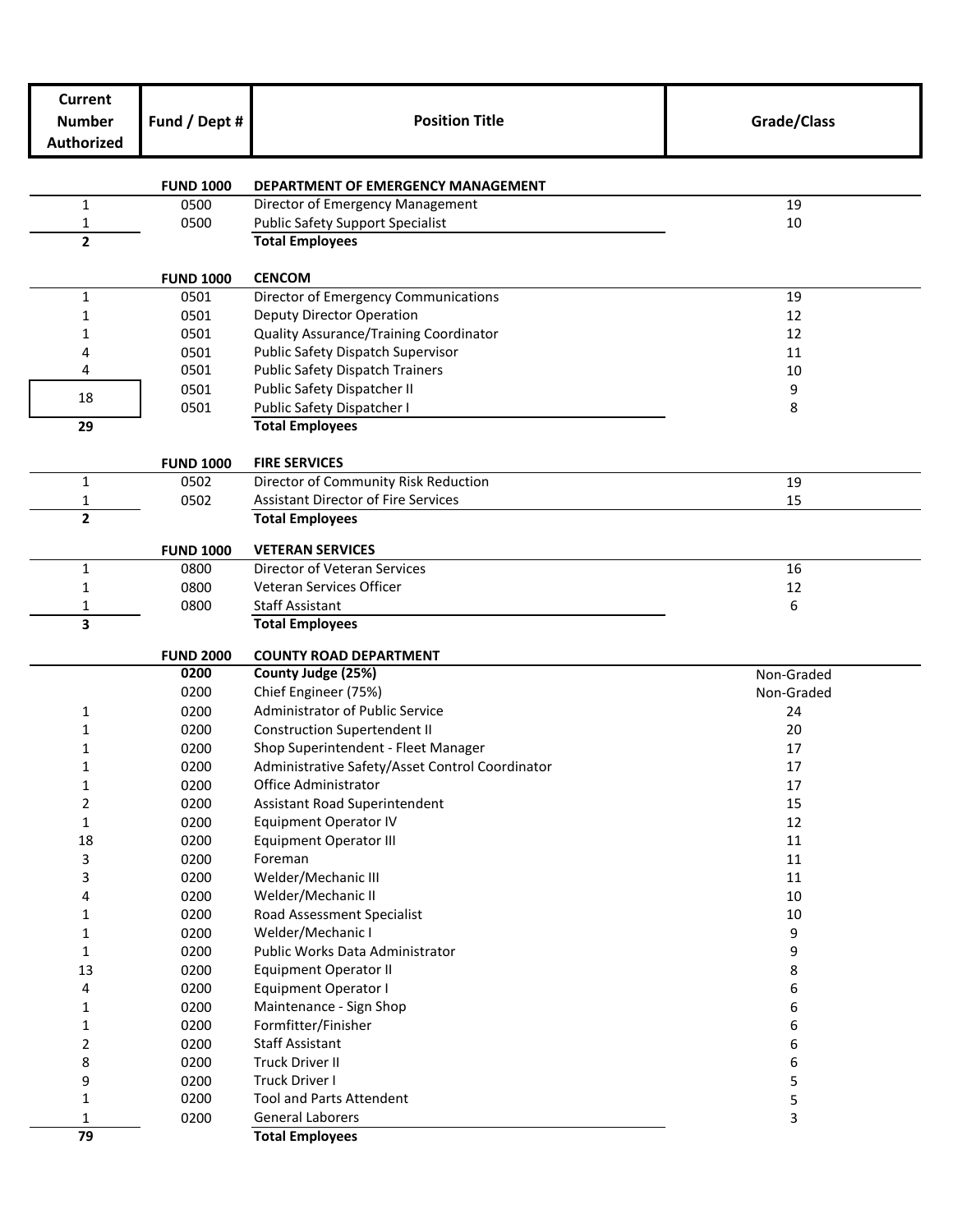| Current Number Authorized | Fund / Dept # | Position Title | Grade/Class |
|---|---|---|---|
| | **FUND 1000** | **DEPARTMENT OF EMERGENCY MANAGEMENT** | |
| 1 | 0500 | Director of Emergency Management | 19 |
| 1 | 0500 | Public Safety Support Specialist | 10 |
| **2** | | **Total Employees** | |
| | **FUND 1000** | **CENCOM** | |
| 1 | 0501 | Director of Emergency Communications | 19 |
| 1 | 0501 | Deputy Director Operation | 12 |
| 1 | 0501 | Quality Assurance/Training Coordinator | 12 |
| 4 | 0501 | Public Safety Dispatch Supervisor | 11 |
| 4 | 0501 | Public Safety Dispatch Trainers | 10 |
| 18 | 0501 | Public Safety Dispatcher II | 9 |
| | 0501 | Public Safety Dispatcher I | 8 |
| **29** | | **Total Employees** | |
| | **FUND 1000** | **FIRE SERVICES** | |
| 1 | 0502 | Director of Community Risk Reduction | 19 |
| 1 | 0502 | Assistant Director of Fire Services | 15 |
| **2** | | **Total Employees** | |
| | **FUND 1000** | **VETERAN SERVICES** | |
| 1 | 0800 | Director of Veteran Services | 16 |
| 1 | 0800 | Veteran Services Officer | 12 |
| 1 | 0800 | Staff Assistant | 6 |
| **3** | | **Total Employees** | |
| | **FUND 2000** | **COUNTY ROAD DEPARTMENT** | |
| | **0200** | **County Judge (25%)** | Non-Graded |
| | 0200 | Chief Engineer (75%) | Non-Graded |
| 1 | 0200 | Administrator of Public Service | 24 |
| 1 | 0200 | Construction Supertendent II | 20 |
| 1 | 0200 | Shop Superintendent - Fleet Manager | 17 |
| 1 | 0200 | Administrative Safety/Asset Control Coordinator | 17 |
| 1 | 0200 | Office Administrator | 17 |
| 2 | 0200 | Assistant Road Superintendent | 15 |
| 1 | 0200 | Equipment Operator IV | 12 |
| 18 | 0200 | Equipment Operator III | 11 |
| 3 | 0200 | Foreman | 11 |
| 3 | 0200 | Welder/Mechanic III | 11 |
| 4 | 0200 | Welder/Mechanic II | 10 |
| 1 | 0200 | Road Assessment Specialist | 10 |
| 1 | 0200 | Welder/Mechanic I | 9 |
| 1 | 0200 | Public Works Data Administrator | 9 |
| 13 | 0200 | Equipment Operator II | 8 |
| 4 | 0200 | Equipment Operator I | 6 |
| 1 | 0200 | Maintenance - Sign Shop | 6 |
| 1 | 0200 | Formfitter/Finisher | 6 |
| 2 | 0200 | Staff Assistant | 6 |
| 8 | 0200 | Truck Driver II | 6 |
| 9 | 0200 | Truck Driver I | 5 |
| 1 | 0200 | Tool and Parts Attendent | 5 |
| 1 | 0200 | General Laborers | 3 |
| **79** | | **Total Employees** | |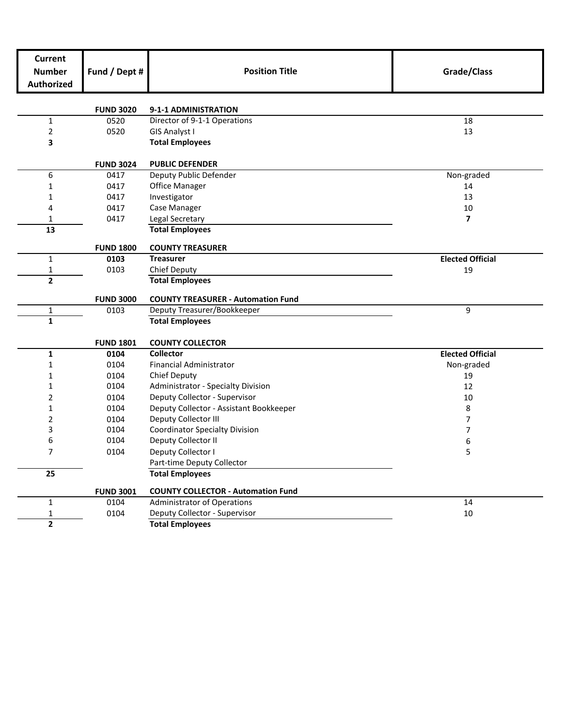| Current Number Authorized | Fund / Dept # | Position Title | Grade/Class |
|---|---|---|---|
| | **FUND 3020** | **9-1-1 ADMINISTRATION** | |
| 1 | 0520 | Director of 9-1-1 Operations | 18 |
| 2 | 0520 | GIS Analyst I | 13 |
| **3** | | **Total Employees** | |
| | **FUND 3024** | **PUBLIC DEFENDER** | |
| 6 | 0417 | Deputy Public Defender | Non-graded |
| 1 | 0417 | Office Manager | 14 |
| 1 | 0417 | Investigator | 13 |
| 4 | 0417 | Case Manager | 10 |
| 1 | 0417 | Legal Secretary | **7** |
| **13** | | **Total Employees** | |
| | **FUND 1800** | **COUNTY TREASURER** | |
| 1 | **0103** | **Treasurer** | **Elected Official** |
| 1 | 0103 | Chief Deputy | 19 |
| **2** | | **Total Employees** | |
| | **FUND 3000** | **COUNTY TREASURER - Automation Fund** | |
| 1 | 0103 | Deputy Treasurer/Bookkeeper | 9 |
| **1** | | **Total Employees** | |
| | **FUND 1801** | **COUNTY COLLECTOR** | |
| **1** | **0104** | **Collector** | **Elected Official** |
| 1 | 0104 | Financial Administrator | Non-graded |
| 1 | 0104 | Chief Deputy | 19 |
| 1 | 0104 | Administrator - Specialty Division | 12 |
| 2 | 0104 | Deputy Collector - Supervisor | 10 |
| 1 | 0104 | Deputy Collector - Assistant Bookkeeper | 8 |
| 2 | 0104 | Deputy Collector III | 7 |
| 3 | 0104 | Coordinator Specialty Division | 7 |
| 6 | 0104 | Deputy Collector II | 6 |
| 7 | 0104 | Deputy Collector I | 5 |
| | | Part-time Deputy Collector | |
| **25** | | **Total Employees** | |
| | **FUND 3001** | **COUNTY COLLECTOR - Automation Fund** | |
| 1 | 0104 | Administrator of Operations | 14 |
| 1 | 0104 | Deputy Collector - Supervisor | 10 |
| **2** | | **Total Employees** | |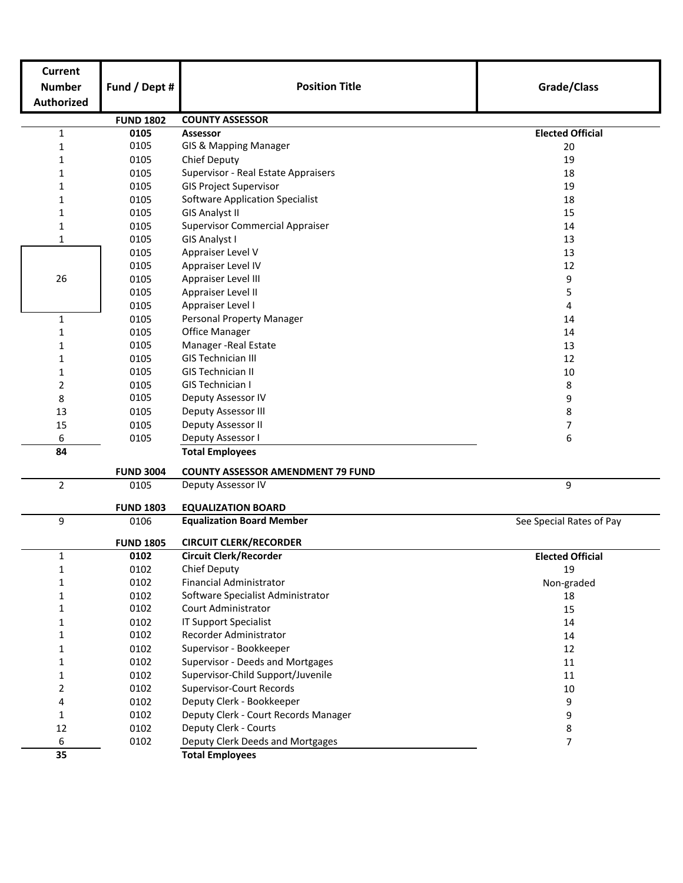| Current Number Authorized | Fund / Dept # | Position Title | Grade/Class |
|---|---|---|---|
| | **FUND 1802** | **COUNTY ASSESSOR** | |
| 1 | **0105** | **Assessor** | **Elected Official** |
| 1 | 0105 | GIS & Mapping Manager | 20 |
| 1 | 0105 | Chief Deputy | 19 |
| 1 | 0105 | Supervisor - Real Estate Appraisers | 18 |
| 1 | 0105 | GIS Project Supervisor | 19 |
| 1 | 0105 | Software Application Specialist | 18 |
| 1 | 0105 | GIS Analyst II | 15 |
| 1 | 0105 | Supervisor Commercial Appraiser | 14 |
| 1 | 0105 | GIS Analyst I | 13 |
| 26 | 0105 | Appraiser Level V | 13 |
| | 0105 | Appraiser Level IV | 12 |
| | 0105 | Appraiser Level III | 9 |
| | 0105 | Appraiser Level II | 5 |
| | 0105 | Appraiser Level I | 4 |
| 1 | 0105 | Personal Property Manager | 14 |
| 1 | 0105 | Office Manager | 14 |
| 1 | 0105 | Manager -Real Estate | 13 |
| 1 | 0105 | GIS Technician III | 12 |
| 1 | 0105 | GIS Technician II | 10 |
| 2 | 0105 | GIS Technician I | 8 |
| 8 | 0105 | Deputy Assessor IV | 9 |
| 13 | 0105 | Deputy Assessor III | 8 |
| 15 | 0105 | Deputy Assessor II | 7 |
| 6 | 0105 | Deputy Assessor I | 6 |
| **84** | | **Total Employees** | |
| | **FUND 3004** | **COUNTY ASSESSOR AMENDMENT 79 FUND** | |
| 2 | 0105 | Deputy Assessor IV | 9 |
| | **FUND 1803** | **EQUALIZATION BOARD** | |
| 9 | 0106 | **Equalization Board Member** | See Special Rates of Pay |
| | **FUND 1805** | **CIRCUIT CLERK/RECORDER** | |
| 1 | **0102** | **Circuit Clerk/Recorder** | **Elected Official** |
| 1 | 0102 | Chief Deputy | 19 |
| 1 | 0102 | Financial Administrator | Non-graded |
| 1 | 0102 | Software Specialist Administrator | 18 |
| 1 | 0102 | Court Administrator | 15 |
| 1 | 0102 | IT Support Specialist | 14 |
| 1 | 0102 | Recorder Administrator | 14 |
| 1 | 0102 | Supervisor - Bookkeeper | 12 |
| 1 | 0102 | Supervisor - Deeds and Mortgages | 11 |
| 1 | 0102 | Supervisor-Child Support/Juvenile | 11 |
| 2 | 0102 | Supervisor-Court Records | 10 |
| 4 | 0102 | Deputy Clerk - Bookkeeper | 9 |
| 1 | 0102 | Deputy Clerk - Court Records Manager | 9 |
| 12 | 0102 | Deputy Clerk - Courts | 8 |
| 6 | 0102 | Deputy Clerk Deeds and Mortgages | 7 |
| **35** | | **Total Employees** | |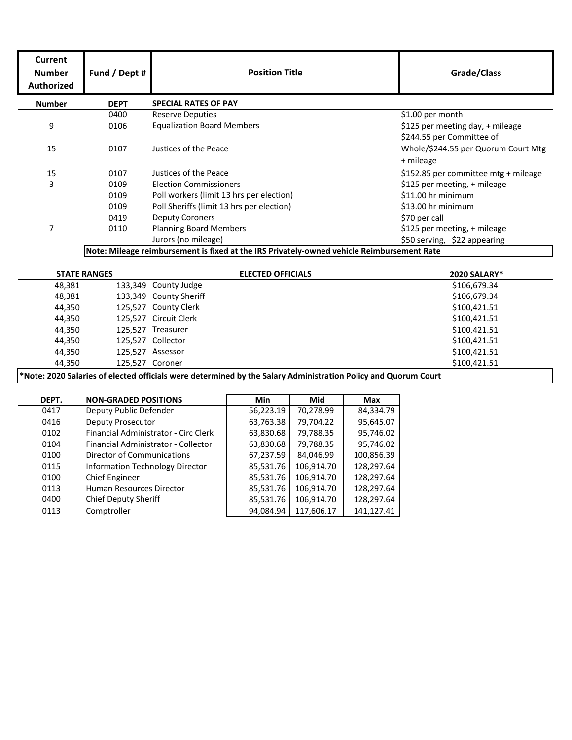| Current Number Authorized | Fund / Dept # | Position Title | Grade/Class |
|---|---|---|---|
| **Number** | **DEPT** | **SPECIAL RATES OF PAY** | |
| | 0400 | Reserve Deputies | $1.00 per month |
| 9 | 0106 | Equalization Board Members | $125 per meeting day, + mileage |
| 15 | 0107 | Justices of the Peace | $244.55 per Committee of Whole/$244.55 per Quorum Court Mtg + mileage |
| 15 | 0107 | Justices of the Peace | $152.85 per committee mtg + mileage |
| 3 | 0109 | Election Commissioners | $125 per meeting, + mileage |
| | 0109 | Poll workers (limit 13 hrs per election) | $11.00 hr minimum |
| | 0109 | Poll Sheriffs (limit 13 hrs per election) | $13.00 hr minimum |
| | 0419 | Deputy Coroners | $70 per call |
| 7 | 0110 | Planning Board Members | $125 per meeting, + mileage |
| | | Jurors (no mileage) | $50 serving, $22 appearing |

**Note: Mileage reimbursement is fixed at the IRS Privately-owned vehicle Reimbursement Rate**

| STATE RANGES | | ELECTED OFFICIALS | 2020 SALARY* |
|---|---|---|---|
| 48,381 | 133,349 | County Judge | $106,679.34 |
| 48,381 | 133,349 | County Sheriff | $106,679.34 |
| 44,350 | 125,527 | County Clerk | $100,421.51 |
| 44,350 | 125,527 | Circuit Clerk | $100,421.51 |
| 44,350 | 125,527 | Treasurer | $100,421.51 |
| 44,350 | 125,527 | Collector | $100,421.51 |
| 44,350 | 125,527 | Assessor | $100,421.51 |
| 44,350 | 125,527 | Coroner | $100,421.51 |

**\*Note: 2020 Salaries of elected officials were determined by the Salary Administration Policy and Quorum Court**

| DEPT. | NON-GRADED POSITIONS | Min | Mid | Max |
|---|---|---|---|---|
| 0417 | Deputy Public Defender | 56,223.19 | 70,278.99 | 84,334.79 |
| 0416 | Deputy Prosecutor | 63,763.38 | 79,704.22 | 95,645.07 |
| 0102 | Financial Administrator - Circ Clerk | 63,830.68 | 79,788.35 | 95,746.02 |
| 0104 | Financial Administrator - Collector | 63,830.68 | 79,788.35 | 95,746.02 |
| 0100 | Director of Communications | 67,237.59 | 84,046.99 | 100,856.39 |
| 0115 | Information Technology Director | 85,531.76 | 106,914.70 | 128,297.64 |
| 0100 | Chief Engineer | 85,531.76 | 106,914.70 | 128,297.64 |
| 0113 | Human Resources Director | 85,531.76 | 106,914.70 | 128,297.64 |
| 0400 | Chief Deputy Sheriff | 85,531.76 | 106,914.70 | 128,297.64 |
| 0113 | Comptroller | 94,084.94 | 117,606.17 | 141,127.41 |